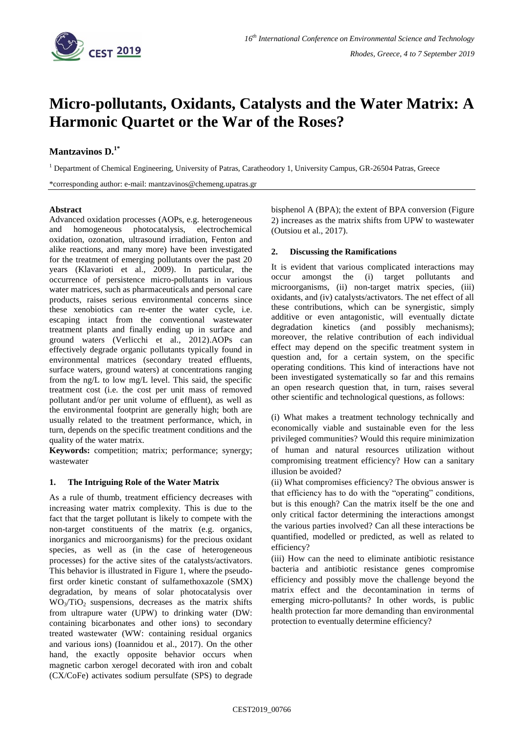# Micro-pollutants, Oxidants, Catalysts and the Water Matrix: A Harmonic Quartet or the War of the Roses?

**Mantzavinos D.**[1*]

[1] Department of Chemical Engineering, University of Patras, Caratheodory 1, University Campus, GR-26504 Patras, Greece

*corresponding author: e-mail: mantzavinos@chemeng.upatras.gr

### Abstract

Advanced oxidation processes (AOPs, e.g. heterogeneous and homogeneous photocatalysis, electrochemical oxidation, ozonation, ultrasound irradiation, Fenton and alike reactions, and many more) have been investigated for the treatment of emerging pollutants over the past 20 years (Klavarioti et al., 2009). In particular, the occurrence of persistence micro-pollutants in various water matrices, such as pharmaceuticals and personal care products, raises serious environmental concerns since these xenobiotics can re-enter the water cycle, i.e. escaping intact from the conventional wastewater treatment plants and finally ending up in surface and ground waters (Verlicchi et al., 2012).AOPs can effectively degrade organic pollutants typically found in environmental matrices (secondary treated effluents, surface waters, ground waters) at concentrations ranging from the ng/L to low mg/L level. This said, the specific treatment cost (i.e. the cost per unit mass of removed pollutant and/or per unit volume of effluent), as well as the environmental footprint are generally high; both are usually related to the treatment performance, which, in turn, depends on the specific treatment conditions and the quality of the water matrix.

**Keywords:** competition; matrix; performance; synergy; wastewater

## 1. The Intriguing Role of the Water Matrix

As a rule of thumb, treatment efficiency decreases with increasing water matrix complexity. This is due to the fact that the target pollutant is likely to compete with the non-target constituents of the matrix (e.g. organics, inorganics and microorganisms) for the precious oxidant species, as well as (in the case of heterogeneous processes) for the active sites of the catalysts/activators. This behavior is illustrated in Figure 1, where the pseudo-first order kinetic constant of sulfamethoxazole (SMX) degradation, by means of solar photocatalysis over $WO_3/TiO_2$ suspensions, decreases as the matrix shifts from ultrapure water (UPW) to drinking water (DW: containing bicarbonates and other ions) to secondary treated wastewater (WW: containing residual organics and various ions) (Ioannidou et al., 2017). On the other hand, the exactly opposite behavior occurs when magnetic carbon xerogel decorated with iron and cobalt (CX/CoFe) activates sodium persulfate (SPS) to degrade bisphenol A (BPA); the extent of BPA conversion (Figure 2) increases as the matrix shifts from UPW to wastewater (Outsiou et al., 2017).

## 2. Discussing the Ramifications

It is evident that various complicated interactions may occur amongst the (i) target pollutants and microorganisms, (ii) non-target matrix species, (iii) oxidants, and (iv) catalysts/activators. The net effect of all these contributions, which can be synergistic, simply additive or even antagonistic, will eventually dictate degradation kinetics (and possibly mechanisms); moreover, the relative contribution of each individual effect may depend on the specific treatment system in question and, for a certain system, on the specific operating conditions. This kind of interactions have not been investigated systematically so far and this remains an open research question that, in turn, raises several other scientific and technological questions, as follows:

(i) What makes a treatment technology technically and economically viable and sustainable even for the less privileged communities? Would this require minimization of human and natural resources utilization without compromising treatment efficiency? How can a sanitary illusion be avoided?

(ii) What compromises efficiency? The obvious answer is that efficiency has to do with the "operating" conditions, but is this enough? Can the matrix itself be the one and only critical factor determining the interactions amongst the various parties involved? Can all these interactions be quantified, modelled or predicted, as well as related to efficiency?

(iii) How can the need to eliminate antibiotic resistance bacteria and antibiotic resistance genes compromise efficiency and possibly move the challenge beyond the matrix effect and the decontamination in terms of emerging micro-pollutants? In other words, is public health protection far more demanding than environmental protection to eventually determine efficiency?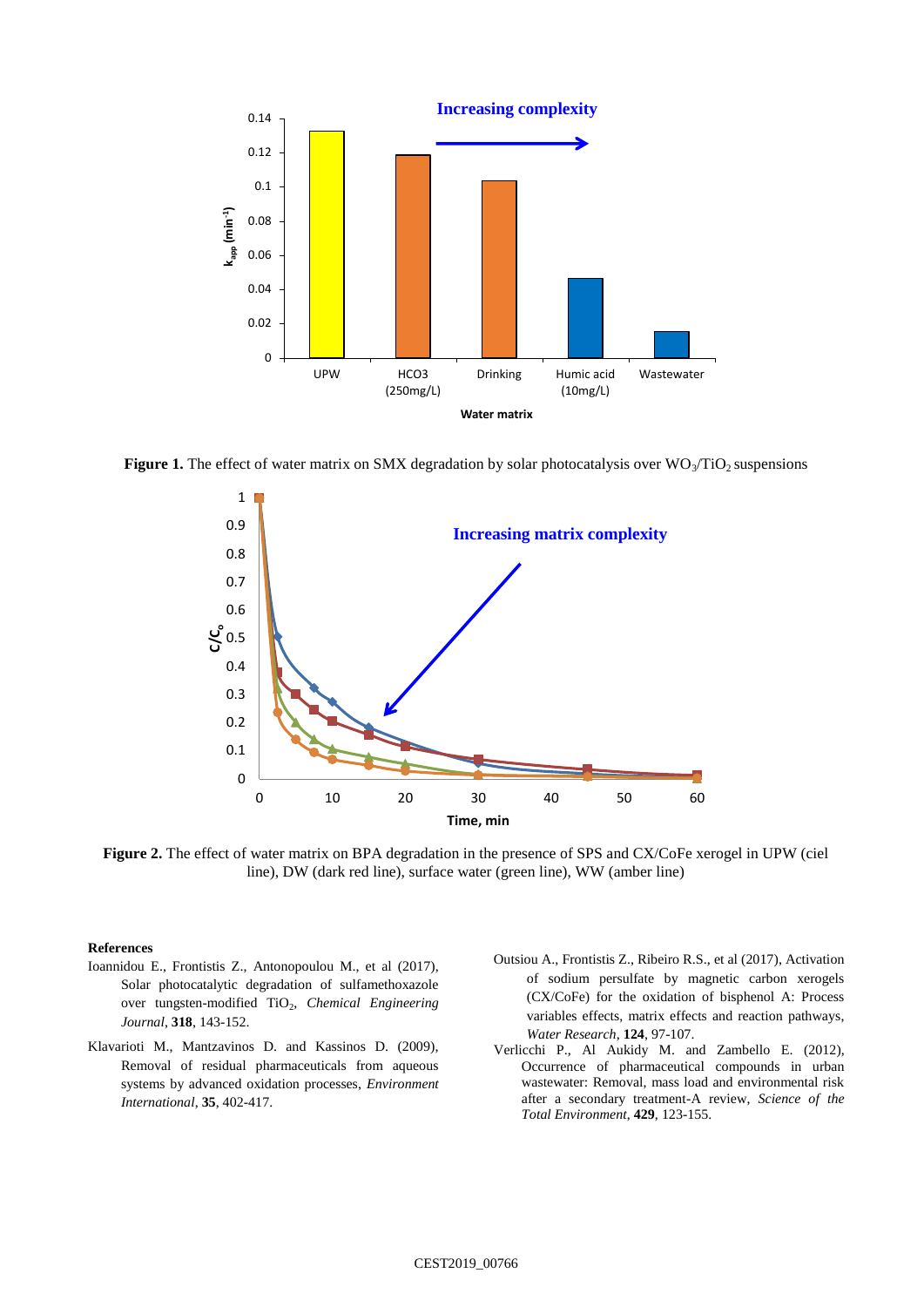Increasing complexity

0.14
0.12
0.1
0.08
0.06
0.04
0.02
0

$k_{app}$ (min$^{-1}$)

UPW
HCO3 (250mg/L)
Drinking
Humic acid (10mg/L)
Wastewater

Water matrix

**Figure 1.** The effect of water matrix on SMX degradation by solar photocatalysis over $WO_3/TiO_2$ suspensions

Increasing matrix complexity

1
0.9
0.8
0.7
0.6
0.5
0.4
0.3
0.2
0.1
0

$C/C_o$

0 10 20 30 40 50 60

Time, min

**Figure 2.** The effect of water matrix on BPA degradation in the presence of SPS and CX/CoFe xerogel in UPW (ciel line), DW (dark red line), surface water (green line), WW (amber line)

**References**

Ioannidou E., Frontistis Z., Antonopoulou M., et al (2017), Solar photocatalytic degradation of sulfamethoxazole over tungsten-modified $TiO_2$, *Chemical Engineering Journal*, **318**, 143-152.

Klavarioti M., Mantzavinos D. and Kassinos D. (2009), Removal of residual pharmaceuticals from aqueous systems by advanced oxidation processes, *Environment International*, **35**, 402-417.

Outsiou A., Frontistis Z., Ribeiro R.S., et al (2017), Activation of sodium persulfate by magnetic carbon xerogels (CX/CoFe) for the oxidation of bisphenol A: Process variables effects, matrix effects and reaction pathways, *Water Research*, **124**, 97-107.

Verlicchi P., Al Aukidy M. and Zambello E. (2012), Occurrence of pharmaceutical compounds in urban wastewater: Removal, mass load and environmental risk after a secondary treatment-A review, *Science of the Total Environment*, **429**, 123-155.